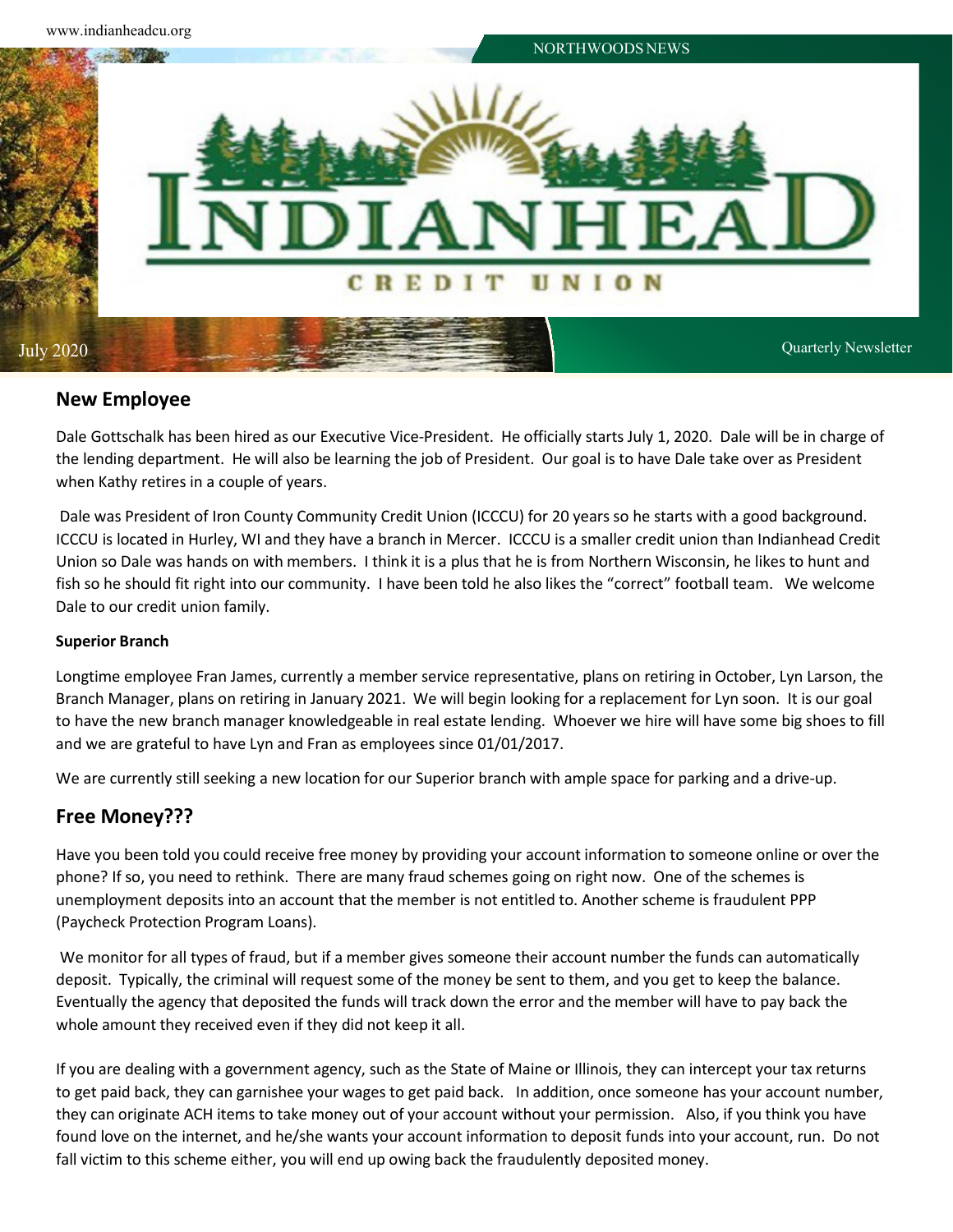NORTHWOODS NEWS

# INDIANHEAD CREDIT UNION

July 2020

Quarterly Newsletter

## New Employee

Dale Gottschalk has been hired as our Executive Vice-President. He officially starts July 1, 2020. Dale will be in charge of the lending department. He will also be learning the job of President. Our goal is to have Dale take over as President when Kathy retires in a couple of years.

Dale was President of Iron County Community Credit Union (ICCCU) for 20 years so he starts with a good background. ICCCU is located in Hurley, WI and they have a branch in Mercer. ICCCU is a smaller credit union than Indianhead Credit Union so Dale was hands on with members. I think it is a plus that he is from Northern Wisconsin, he likes to hunt and fish so he should fit right into our community. I have been told he also likes the "correct" football team. We welcome Dale to our credit union family.

### Superior Branch

Longtime employee Fran James, currently a member service representative, plans on retiring in October, Lyn Larson, the Branch Manager, plans on retiring in January 2021. We will begin looking for a replacement for Lyn soon. It is our goal to have the new branch manager knowledgeable in real estate lending. Whoever we hire will have some big shoes to fill and we are grateful to have Lyn and Fran as employees since 01/01/2017.

We are currently still seeking a new location for our Superior branch with ample space for parking and a drive-up.

## Free Money???

Have you been told you could receive free money by providing your account information to someone online or over the phone? If so, you need to rethink. There are many fraud schemes going on right now. One of the schemes is unemployment deposits into an account that the member is not entitled to. Another scheme is fraudulent PPP (Paycheck Protection Program Loans).

We monitor for all types of fraud, but if a member gives someone their account number the funds can automatically deposit. Typically, the criminal will request some of the money be sent to them, and you get to keep the balance. Eventually the agency that deposited the funds will track down the error and the member will have to pay back the whole amount they received even if they did not keep it all.

If you are dealing with a government agency, such as the State of Maine or Illinois, they can intercept your tax returns to get paid back, they can garnishee your wages to get paid back. In addition, once someone has your account number, they can originate ACH items to take money out of your account without your permission. Also, if you think you have found love on the internet, and he/she wants your account information to deposit funds into your account, run. Do not fall victim to this scheme either, you will end up owing back the fraudulently deposited money.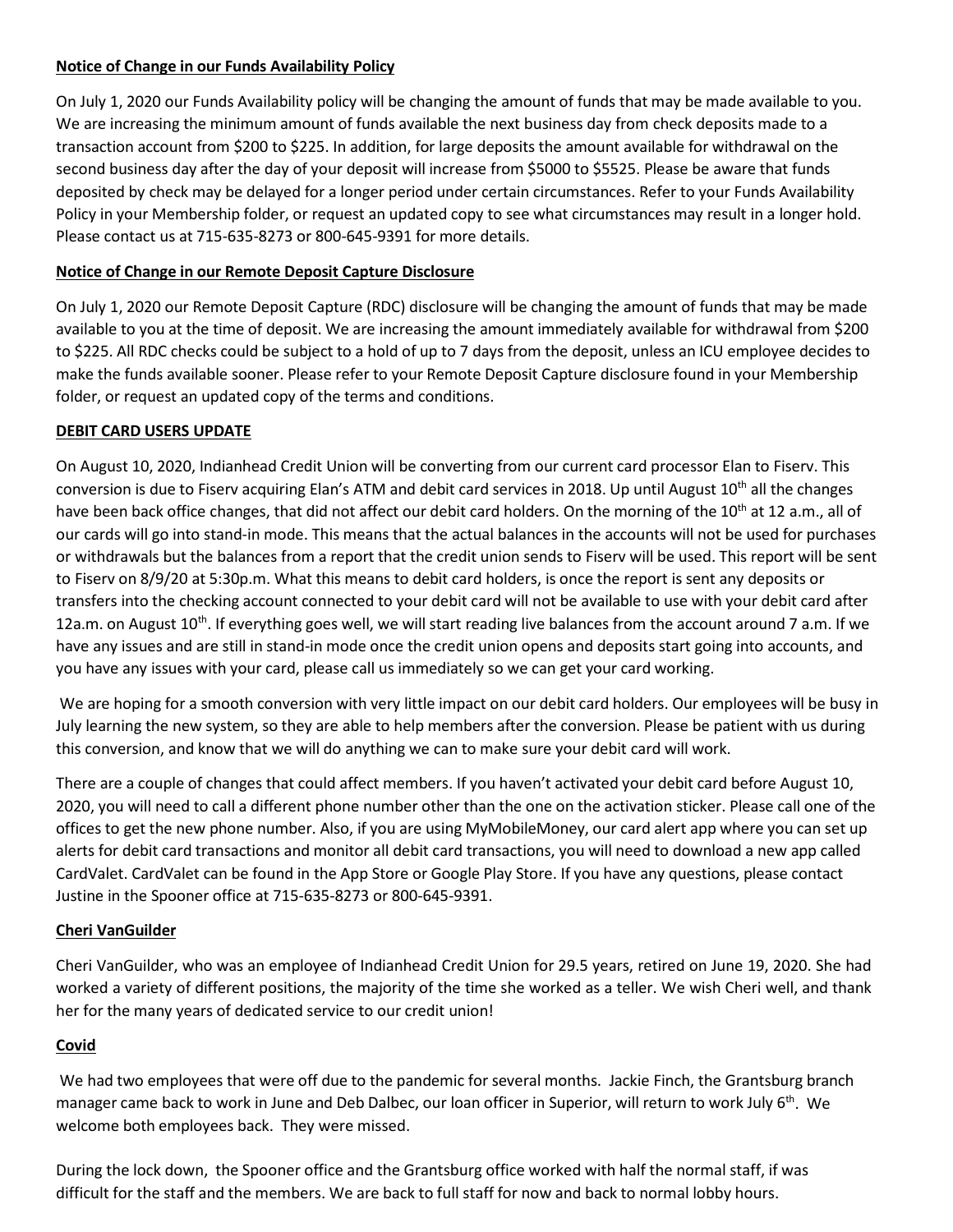## Notice of Change in our Funds Availability Policy

On July 1, 2020 our Funds Availability policy will be changing the amount of funds that may be made available to you. We are increasing the minimum amount of funds available the next business day from check deposits made to a transaction account from $200 to $225. In addition, for large deposits the amount available for withdrawal on the second business day after the day of your deposit will increase from $5000 to $5525. Please be aware that funds deposited by check may be delayed for a longer period under certain circumstances. Refer to your Funds Availability Policy in your Membership folder, or request an updated copy to see what circumstances may result in a longer hold. Please contact us at 715-635-8273 or 800-645-9391 for more details.

## Notice of Change in our Remote Deposit Capture Disclosure

On July 1, 2020 our Remote Deposit Capture (RDC) disclosure will be changing the amount of funds that may be made available to you at the time of deposit. We are increasing the amount immediately available for withdrawal from $200 to $225. All RDC checks could be subject to a hold of up to 7 days from the deposit, unless an ICU employee decides to make the funds available sooner. Please refer to your Remote Deposit Capture disclosure found in your Membership folder, or request an updated copy of the terms and conditions.

## DEBIT CARD USERS UPDATE

On August 10, 2020, Indianhead Credit Union will be converting from our current card processor Elan to Fiserv. This conversion is due to Fiserv acquiring Elan's ATM and debit card services in 2018. Up until August 10th all the changes have been back office changes, that did not affect our debit card holders. On the morning of the 10th at 12 a.m., all of our cards will go into stand-in mode. This means that the actual balances in the accounts will not be used for purchases or withdrawals but the balances from a report that the credit union sends to Fiserv will be used. This report will be sent to Fiserv on 8/9/20 at 5:30p.m. What this means to debit card holders, is once the report is sent any deposits or transfers into the checking account connected to your debit card will not be available to use with your debit card after 12a.m. on August 10th. If everything goes well, we will start reading live balances from the account around 7 a.m. If we have any issues and are still in stand-in mode once the credit union opens and deposits start going into accounts, and you have any issues with your card, please call us immediately so we can get your card working.

We are hoping for a smooth conversion with very little impact on our debit card holders. Our employees will be busy in July learning the new system, so they are able to help members after the conversion. Please be patient with us during this conversion, and know that we will do anything we can to make sure your debit card will work.

There are a couple of changes that could affect members. If you haven't activated your debit card before August 10, 2020, you will need to call a different phone number other than the one on the activation sticker. Please call one of the offices to get the new phone number. Also, if you are using MyMobileMoney, our card alert app where you can set up alerts for debit card transactions and monitor all debit card transactions, you will need to download a new app called CardValet. CardValet can be found in the App Store or Google Play Store. If you have any questions, please contact Justine in the Spooner office at 715-635-8273 or 800-645-9391.

## Cheri VanGuilder

Cheri VanGuilder, who was an employee of Indianhead Credit Union for 29.5 years, retired on June 19, 2020. She had worked a variety of different positions, the majority of the time she worked as a teller. We wish Cheri well, and thank her for the many years of dedicated service to our credit union!

## Covid

We had two employees that were off due to the pandemic for several months. Jackie Finch, the Grantsburg branch manager came back to work in June and Deb Dalbec, our loan officer in Superior, will return to work July 6th. We welcome both employees back. They were missed.

During the lock down, the Spooner office and the Grantsburg office worked with half the normal staff, if was difficult for the staff and the members. We are back to full staff for now and back to normal lobby hours.